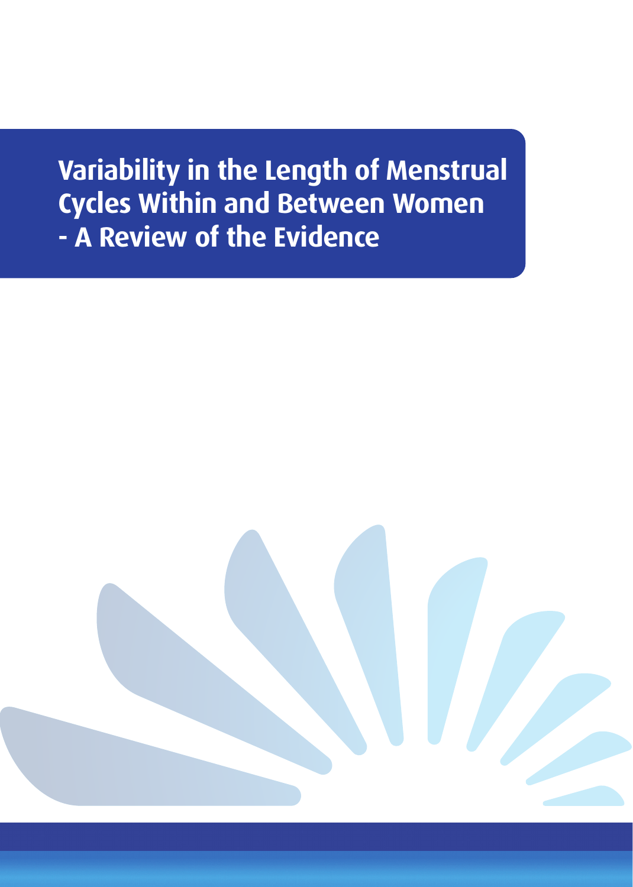# Variability in the Length of Menstrual Cycles Within and Between Women - A Review of the Evidence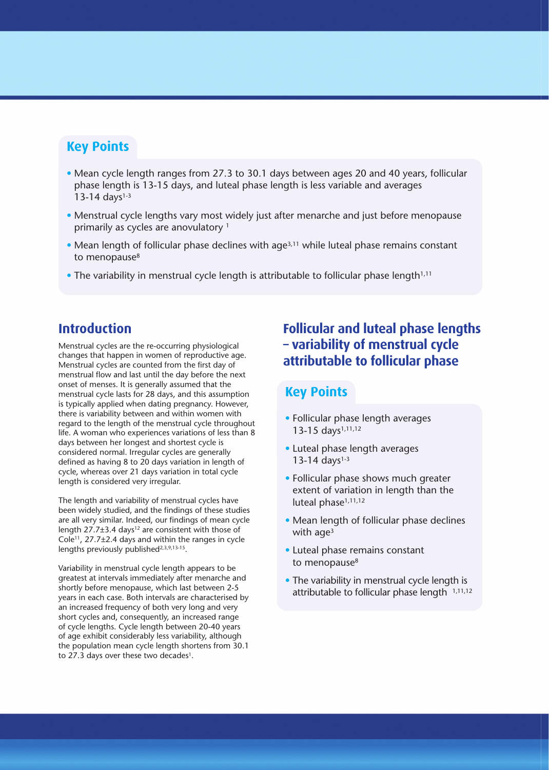## Key Points

- Mean cycle length ranges from 27.3 to 30.1 days between ages 20 and 40 years, follicular phase length is 13-15 days, and luteal phase length is less variable and averages 13-14 days[1-3]
- Menstrual cycle lengths vary most widely just after menarche and just before menopause primarily as cycles are anovulatory [1]
- Mean length of follicular phase declines with age[3,11] while luteal phase remains constant to menopause[8]
- The variability in menstrual cycle length is attributable to follicular phase length[1,11]

## Introduction

Menstrual cycles are the re-occurring physiological changes that happen in women of reproductive age. Menstrual cycles are counted from the first day of menstrual flow and last until the day before the next onset of menses. It is generally assumed that the menstrual cycle lasts for 28 days, and this assumption is typically applied when dating pregnancy. However, there is variability between and within women with regard to the length of the menstrual cycle throughout life. A woman who experiences variations of less than 8 days between her longest and shortest cycle is considered normal. Irregular cycles are generally defined as having 8 to 20 days variation in length of cycle, whereas over 21 days variation in total cycle length is considered very irregular.

The length and variability of menstrual cycles have been widely studied, and the findings of these studies are all very similar. Indeed, our findings of mean cycle length 27.7±3.4 days[12] are consistent with those of Cole[11], 27.7±2.4 days and within the ranges in cycle lengths previously published[2,3,9,13-15].

Variability in menstrual cycle length appears to be greatest at intervals immediately after menarche and shortly before menopause, which last between 2-5 years in each case. Both intervals are characterised by an increased frequency of both very long and very short cycles and, consequently, an increased range of cycle lengths. Cycle length between 20-40 years of age exhibit considerably less variability, although the population mean cycle length shortens from 30.1 to 27.3 days over these two decades[1].

## Follicular and luteal phase lengths – variability of menstrual cycle attributable to follicular phase

### Key Points

- Follicular phase length averages 13-15 days[1,11,12]
- Luteal phase length averages 13-14 days[1-3]
- Follicular phase shows much greater extent of variation in length than the luteal phase[1,11,12]
- Mean length of follicular phase declines with age[3]
- Luteal phase remains constant to menopause[8]
- The variability in menstrual cycle length is attributable to follicular phase length [1,11,12]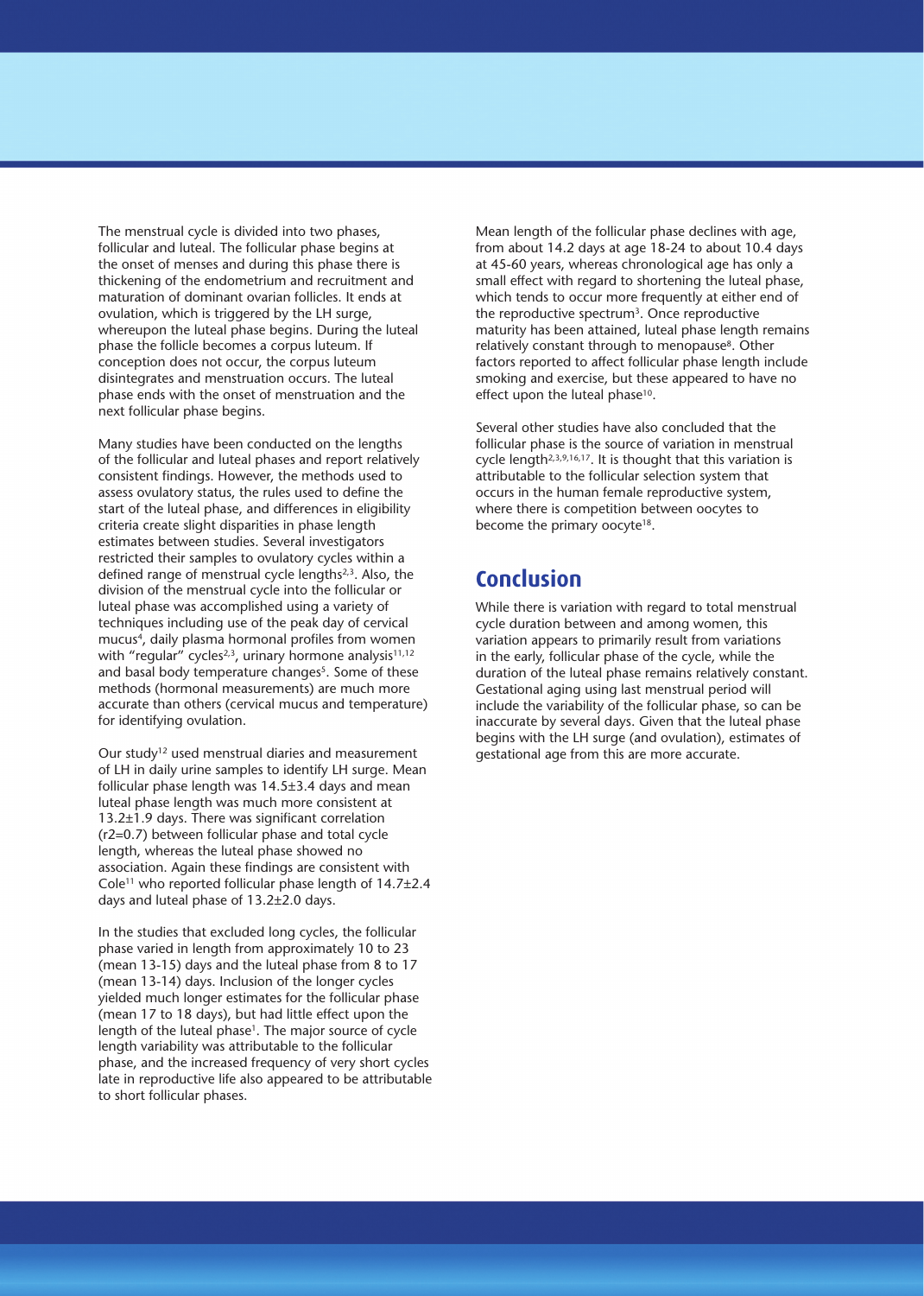The menstrual cycle is divided into two phases, follicular and luteal. The follicular phase begins at the onset of menses and during this phase there is thickening of the endometrium and recruitment and maturation of dominant ovarian follicles. It ends at ovulation, which is triggered by the LH surge, whereupon the luteal phase begins. During the luteal phase the follicle becomes a corpus luteum. If conception does not occur, the corpus luteum disintegrates and menstruation occurs. The luteal phase ends with the onset of menstruation and the next follicular phase begins.

Many studies have been conducted on the lengths of the follicular and luteal phases and report relatively consistent findings. However, the methods used to assess ovulatory status, the rules used to define the start of the luteal phase, and differences in eligibility criteria create slight disparities in phase length estimates between studies. Several investigators restricted their samples to ovulatory cycles within a defined range of menstrual cycle lengths[2,3]. Also, the division of the menstrual cycle into the follicular or luteal phase was accomplished using a variety of techniques including use of the peak day of cervical mucus[4], daily plasma hormonal profiles from women with "regular" cycles[2,3], urinary hormone analysis[11,12] and basal body temperature changes[5]. Some of these methods (hormonal measurements) are much more accurate than others (cervical mucus and temperature) for identifying ovulation.

Our study[12] used menstrual diaries and measurement of LH in daily urine samples to identify LH surge. Mean follicular phase length was 14.5±3.4 days and mean luteal phase length was much more consistent at 13.2±1.9 days. There was significant correlation ($r^2$=0.7) between follicular phase and total cycle length, whereas the luteal phase showed no association. Again these findings are consistent with Cole[11] who reported follicular phase length of 14.7±2.4 days and luteal phase of 13.2±2.0 days.

In the studies that excluded long cycles, the follicular phase varied in length from approximately 10 to 23 (mean 13-15) days and the luteal phase from 8 to 17 (mean 13-14) days. Inclusion of the longer cycles yielded much longer estimates for the follicular phase (mean 17 to 18 days), but had little effect upon the length of the luteal phase[1]. The major source of cycle length variability was attributable to the follicular phase, and the increased frequency of very short cycles late in reproductive life also appeared to be attributable to short follicular phases.

Mean length of the follicular phase declines with age, from about 14.2 days at age 18-24 to about 10.4 days at 45-60 years, whereas chronological age has only a small effect with regard to shortening the luteal phase, which tends to occur more frequently at either end of the reproductive spectrum[3]. Once reproductive maturity has been attained, luteal phase length remains relatively constant through to menopause[8]. Other factors reported to affect follicular phase length include smoking and exercise, but these appeared to have no effect upon the luteal phase[10].

Several other studies have also concluded that the follicular phase is the source of variation in menstrual cycle length[2,3,9,16,17]. It is thought that this variation is attributable to the follicular selection system that occurs in the human female reproductive system, where there is competition between oocytes to become the primary oocyte[18].

## Conclusion

While there is variation with regard to total menstrual cycle duration between and among women, this variation appears to primarily result from variations in the early, follicular phase of the cycle, while the duration of the luteal phase remains relatively constant. Gestational aging using last menstrual period will include the variability of the follicular phase, so can be inaccurate by several days. Given that the luteal phase begins with the LH surge (and ovulation), estimates of gestational age from this are more accurate.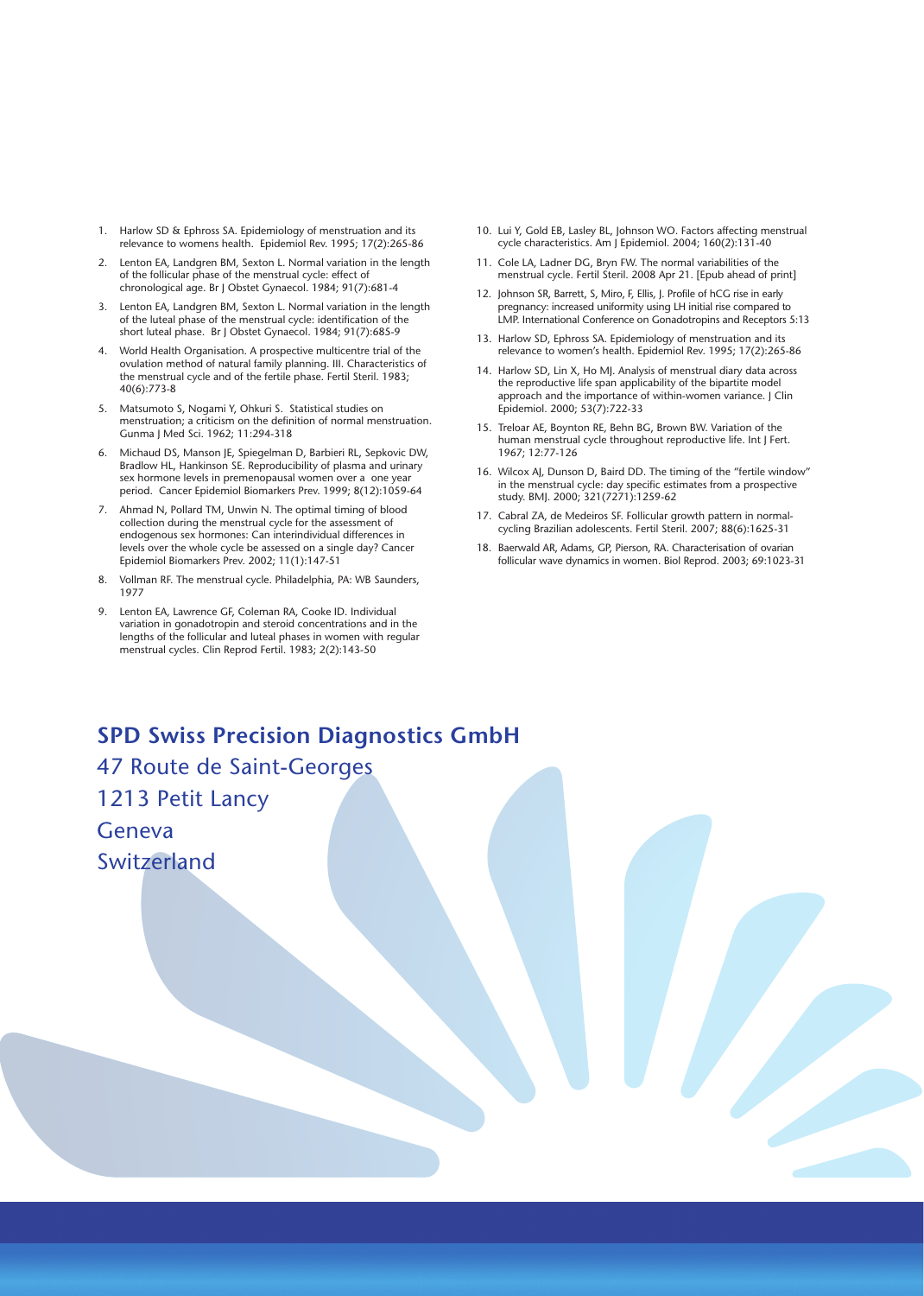1. Harlow SD & Ephross SA. Epidemiology of menstruation and its relevance to womens health. Epidemiol Rev. 1995; 17(2):265-86
2. Lenton EA, Landgren BM, Sexton L. Normal variation in the length of the follicular phase of the menstrual cycle: effect of chronological age. Br J Obstet Gynaecol. 1984; 91(7):681-4
3. Lenton EA, Landgren BM, Sexton L. Normal variation in the length of the luteal phase of the menstrual cycle: identification of the short luteal phase. Br J Obstet Gynaecol. 1984; 91(7):685-9
4. World Health Organisation. A prospective multicentre trial of the ovulation method of natural family planning. III. Characteristics of the menstrual cycle and of the fertile phase. Fertil Steril. 1983; 40(6):773-8
5. Matsumoto S, Nogami Y, Ohkuri S. Statistical studies on menstruation; a criticism on the definition of normal menstruation. Gunma J Med Sci. 1962; 11:294-318
6. Michaud DS, Manson JE, Spiegelman D, Barbieri RL, Sepkovic DW, Bradlow HL, Hankinson SE. Reproducibility of plasma and urinary sex hormone levels in premenopausal women over a one year period. Cancer Epidemiol Biomarkers Prev. 1999; 8(12):1059-64
7. Ahmad N, Pollard TM, Unwin N. The optimal timing of blood collection during the menstrual cycle for the assessment of endogenous sex hormones: Can interindividual differences in levels over the whole cycle be assessed on a single day? Cancer Epidemiol Biomarkers Prev. 2002; 11(1):147-51
8. Vollman RF. The menstrual cycle. Philadelphia, PA: WB Saunders, 1977
9. Lenton EA, Lawrence GF, Coleman RA, Cooke ID. Individual variation in gonadotropin and steroid concentrations and in the lengths of the follicular and luteal phases in women with regular menstrual cycles. Clin Reprod Fertil. 1983; 2(2):143-50
10. Lui Y, Gold EB, Lasley BL, Johnson WO. Factors affecting menstrual cycle characteristics. Am J Epidemiol. 2004; 160(2):131-40
11. Cole LA, Ladner DG, Bryn FW. The normal variabilities of the menstrual cycle. Fertil Steril. 2008 Apr 21. [Epub ahead of print]
12. Johnson SR, Barrett, S, Miro, F, Ellis, J. Profile of hCG rise in early pregnancy: increased uniformity using LH initial rise compared to LMP. International Conference on Gonadotropins and Receptors 5:13
13. Harlow SD, Ephross SA. Epidemiology of menstruation and its relevance to women's health. Epidemiol Rev. 1995; 17(2):265-86
14. Harlow SD, Lin X, Ho MJ. Analysis of menstrual diary data across the reproductive life span applicability of the bipartite model approach and the importance of within-women variance. J Clin Epidemiol. 2000; 53(7):722-33
15. Treloar AE, Boynton RE, Behn BG, Brown BW. Variation of the human menstrual cycle throughout reproductive life. Int J Fert. 1967; 12:77-126
16. Wilcox AJ, Dunson D, Baird DD. The timing of the "fertile window" in the menstrual cycle: day specific estimates from a prospective study. BMJ. 2000; 321(7271):1259-62
17. Cabral ZA, de Medeiros SF. Follicular growth pattern in normal-cycling Brazilian adolescents. Fertil Steril. 2007; 88(6):1625-31
18. Baerwald AR, Adams, GP, Pierson, RA. Characterisation of ovarian follicular wave dynamics in women. Biol Reprod. 2003; 69:1023-31

**SPD Swiss Precision Diagnostics GmbH**
47 Route de Saint-Georges
1213 Petit Lancy
Geneva
Switzerland